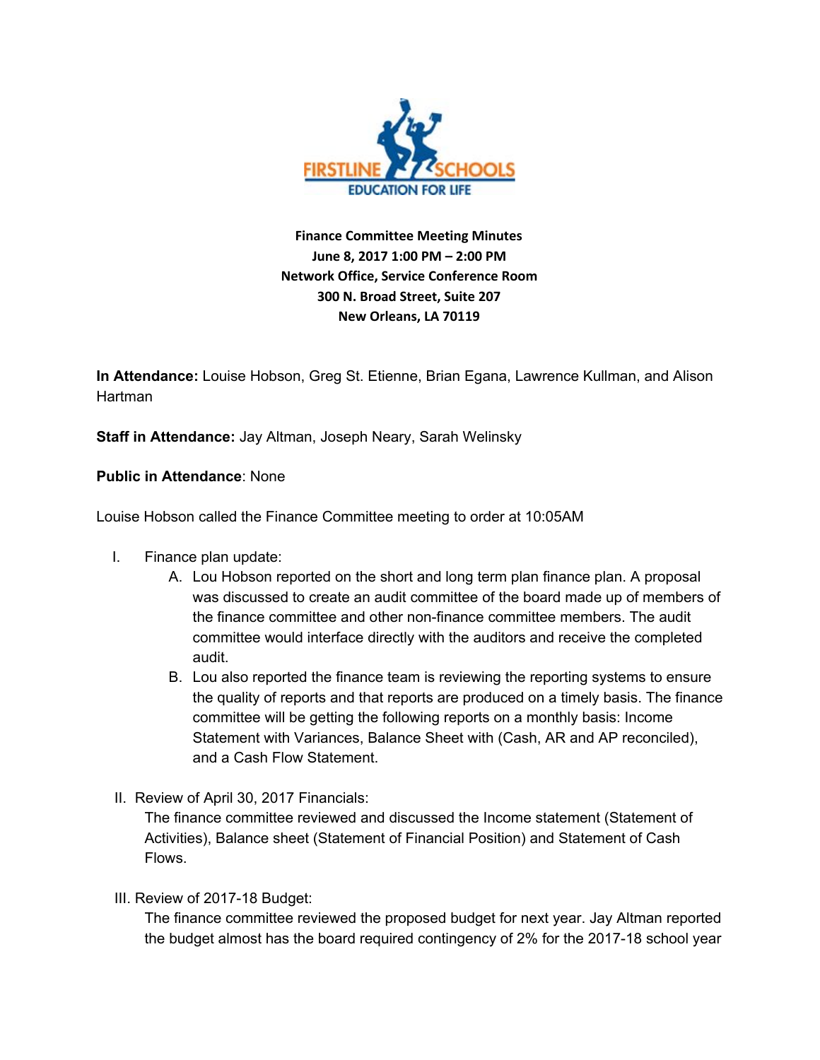**Finance Committee Meeting Minutes**
**June 8, 2017 1:00 PM – 2:00 PM**
**Network Office, Service Conference Room**
**300 N. Broad Street, Suite 207**
**New Orleans, LA 70119**

**In Attendance:** Louise Hobson, Greg St. Etienne, Brian Egana, Lawrence Kullman, and Alison Hartman

**Staff in Attendance:** Jay Altman, Joseph Neary, Sarah Welinsky

**Public in Attendance**: None

Louise Hobson called the Finance Committee meeting to order at 10:05AM

I. Finance plan update:
   A. Lou Hobson reported on the short and long term plan finance plan. A proposal was discussed to create an audit committee of the board made up of members of the finance committee and other non-finance committee members. The audit committee would interface directly with the auditors and receive the completed audit.
   B. Lou also reported the finance team is reviewing the reporting systems to ensure the quality of reports and that reports are produced on a timely basis. The finance committee will be getting the following reports on a monthly basis: Income Statement with Variances, Balance Sheet with (Cash, AR and AP reconciled), and a Cash Flow Statement.

II. Review of April 30, 2017 Financials:
   The finance committee reviewed and discussed the Income statement (Statement of Activities), Balance sheet (Statement of Financial Position) and Statement of Cash Flows.

III. Review of 2017-18 Budget:
   The finance committee reviewed the proposed budget for next year. Jay Altman reported the budget almost has the board required contingency of 2% for the 2017-18 school year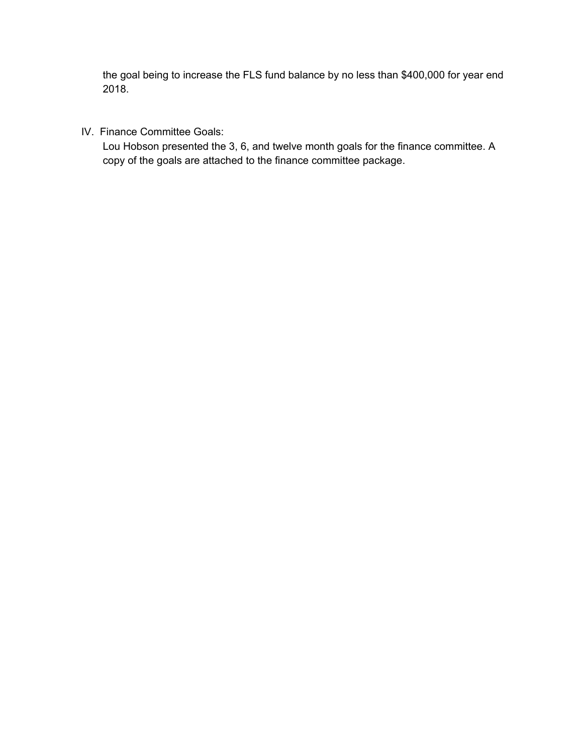the goal being to increase the FLS fund balance by no less than $400,000 for year end 2018.

IV. Finance Committee Goals:

Lou Hobson presented the 3, 6, and twelve month goals for the finance committee. A copy of the goals are attached to the finance committee package.